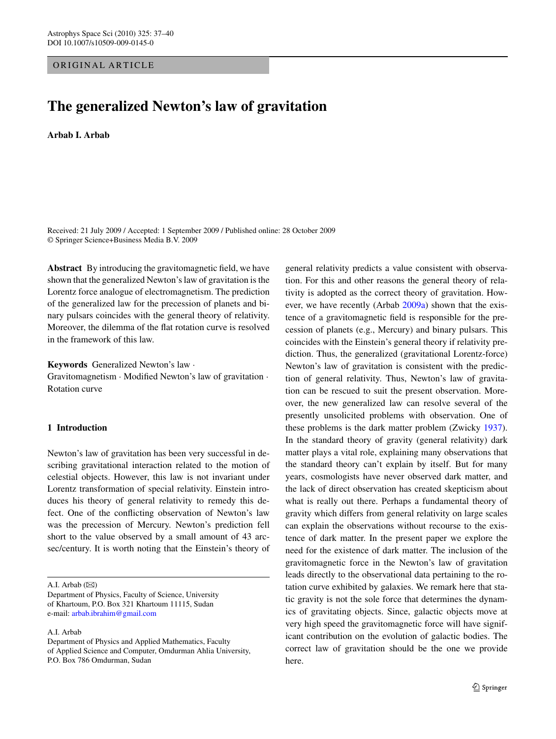ORIGINAL ARTICLE

# The generalized Newton's law of gravitation

**Arbab I. Arbab**

Received: 21 July 2009 / Accepted: 1 September 2009 / Published online: 28 October 2009
© Springer Science+Business Media B.V. 2009

**Abstract** By introducing the gravitomagnetic field, we have shown that the generalized Newton's law of gravitation is the Lorentz force analogue of electromagnetism. The prediction of the generalized law for the precession of planets and binary pulsars coincides with the general theory of relativity. Moreover, the dilemma of the flat rotation curve is resolved in the framework of this law.

**Keywords** Generalized Newton's law · Gravitomagnetism · Modified Newton's law of gravitation · Rotation curve

## 1 Introduction

Newton's law of gravitation has been very successful in describing gravitational interaction related to the motion of celestial objects. However, this law is not invariant under Lorentz transformation of special relativity. Einstein introduces his theory of general relativity to remedy this defect. One of the conflicting observation of Newton's law was the precession of Mercury. Newton's prediction fell short to the value observed by a small amount of 43 arcsec/century. It is worth noting that the Einstein's theory of general relativity predicts a value consistent with observation. For this and other reasons the general theory of relativity is adopted as the correct theory of gravitation. However, we have recently (Arbab 2009a) shown that the existence of a gravitomagnetic field is responsible for the precession of planets (e.g., Mercury) and binary pulsars. This coincides with the Einstein's general theory if relativity prediction. Thus, the generalized (gravitational Lorentz-force) Newton's law of gravitation is consistent with the prediction of general relativity. Thus, Newton's law of gravitation can be rescued to suit the present observation. Moreover, the new generalized law can resolve several of the presently unsolicited problems with observation. One of these problems is the dark matter problem (Zwicky 1937). In the standard theory of gravity (general relativity) dark matter plays a vital role, explaining many observations that the standard theory can't explain by itself. But for many years, cosmologists have never observed dark matter, and the lack of direct observation has created skepticism about what is really out there. Perhaps a fundamental theory of gravity which differs from general relativity on large scales can explain the observations without recourse to the existence of dark matter. In the present paper we explore the need for the existence of dark matter. The inclusion of the gravitomagnetic force in the Newton's law of gravitation leads directly to the observational data pertaining to the rotation curve exhibited by galaxies. We remark here that static gravity is not the sole force that determines the dynamics of gravitating objects. Since, galactic objects move at very high speed the gravitomagnetic force will have significant contribution on the evolution of galactic bodies. The correct law of gravitation should be the one we provide here.

A.I. Arbab (✉)
Department of Physics, Faculty of Science, University of Khartoum, P.O. Box 321 Khartoum 11115, Sudan
e-mail: arbab.ibrahim@gmail.com

A.I. Arbab
Department of Physics and Applied Mathematics, Faculty of Applied Science and Computer, Omdurman Ahlia University, P.O. Box 786 Omdurman, Sudan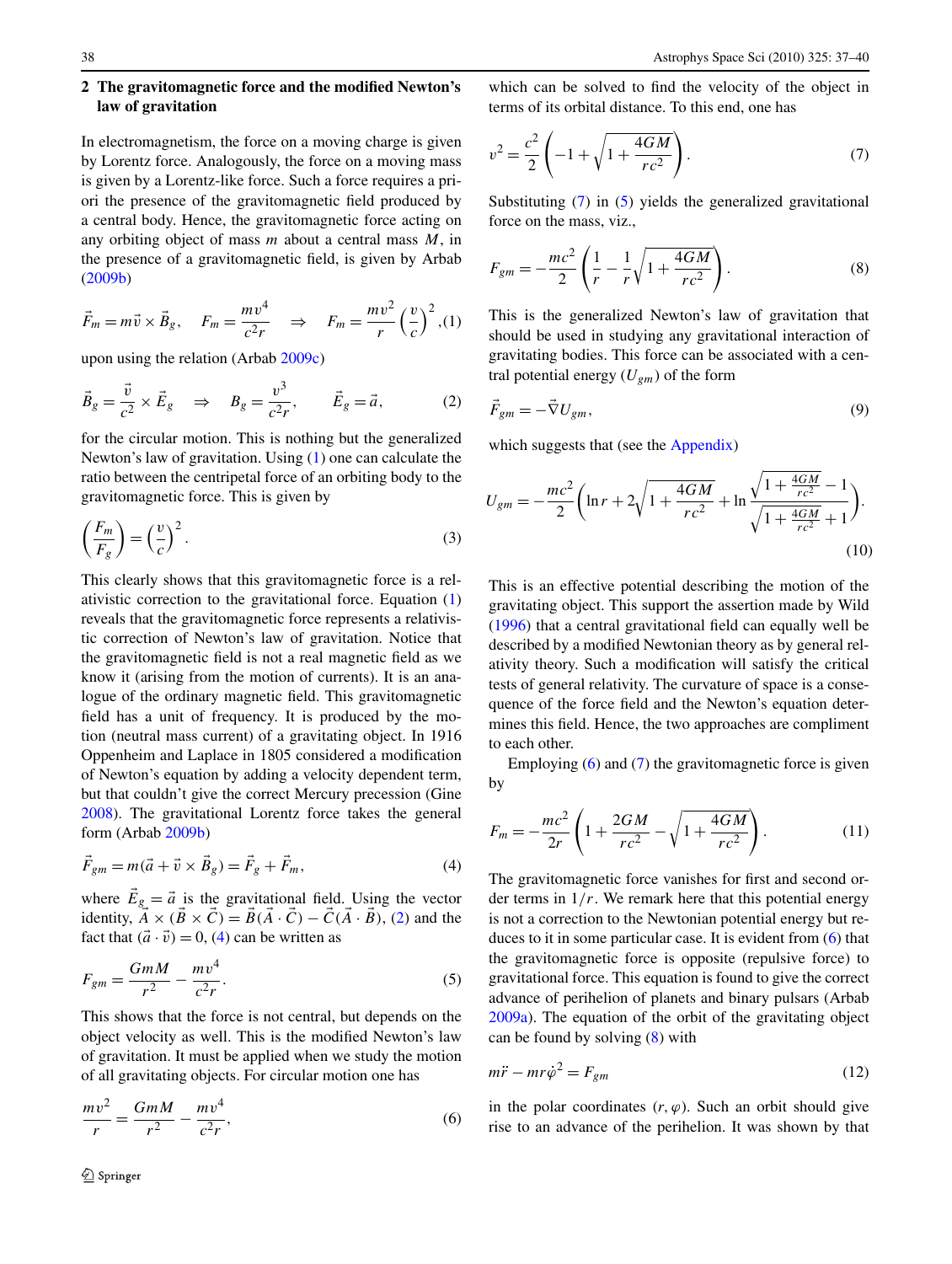## 2 The gravitomagnetic force and the modified Newton's law of gravitation

In electromagnetism, the force on a moving charge is given by Lorentz force. Analogously, the force on a moving mass is given by a Lorentz-like force. Such a force requires a priori the presence of the gravitomagnetic field produced by a central body. Hence, the gravitomagnetic force acting on any orbiting object of mass $m$ about a central mass $M$, in the presence of a gravitomagnetic field, is given by Arbab (2009b)

$$\vec{F}_m = m\vec{v} \times \vec{B}_g, \quad F_m = \frac{mv^4}{c^2 r} \quad \Rightarrow \quad F_m = \frac{mv^2}{r}\left(\frac{v}{c}\right)^2, \tag{1}$$

upon using the relation (Arbab 2009c)

$$\vec{B}_g = \frac{\vec{v}}{c^2} \times \vec{E}_g \quad \Rightarrow \quad B_g = \frac{v^3}{c^2 r}, \qquad \vec{E}_g = \vec{a}, \tag{2}$$

for the circular motion. This is nothing but the generalized Newton's law of gravitation. Using (1) one can calculate the ratio between the centripetal force of an orbiting body to the gravitomagnetic force. This is given by

$$\left(\frac{F_m}{F_g}\right) = \left(\frac{v}{c}\right)^2. \tag{3}$$

This clearly shows that this gravitomagnetic force is a relativistic correction to the gravitational force. Equation (1) reveals that the gravitomagnetic force represents a relativistic correction of Newton's law of gravitation. Notice that the gravitomagnetic field is not a real magnetic field as we know it (arising from the motion of currents). It is an analogue of the ordinary magnetic field. This gravitomagnetic field has a unit of frequency. It is produced by the motion (neutral mass current) of a gravitating object. In 1916 Oppenheim and Laplace in 1805 considered a modification of Newton's equation by adding a velocity dependent term, but that couldn't give the correct Mercury precession (Gine 2008). The gravitational Lorentz force takes the general form (Arbab 2009b)

$$\vec{F}_{gm} = m(\vec{a} + \vec{v} \times \vec{B}_g) = \vec{F}_g + \vec{F}_m, \tag{4}$$

where $\vec{E}_g = \vec{a}$ is the gravitational field. Using the vector identity, $\vec{A} \times (\vec{B} \times \vec{C}) = \vec{B}(\vec{A} \cdot \vec{C}) - \vec{C}(\vec{A} \cdot \vec{B})$, (2) and the fact that $(\vec{a} \cdot \vec{v}) = 0$, (4) can be written as

$$F_{gm} = \frac{GmM}{r^2} - \frac{mv^4}{c^2 r}. \tag{5}$$

This shows that the force is not central, but depends on the object velocity as well. This is the modified Newton's law of gravitation. It must be applied when we study the motion of all gravitating objects. For circular motion one has

$$\frac{mv^2}{r} = \frac{GmM}{r^2} - \frac{mv^4}{c^2 r}, \tag{6}$$

which can be solved to find the velocity of the object in terms of its orbital distance. To this end, one has

$$v^2 = \frac{c^2}{2}\left(-1 + \sqrt{1 + \frac{4GM}{rc^2}}\right). \tag{7}$$

Substituting (7) in (5) yields the generalized gravitational force on the mass, viz.,

$$F_{gm} = -\frac{mc^2}{2}\left(\frac{1}{r} - \frac{1}{r}\sqrt{1 + \frac{4GM}{rc^2}}\right). \tag{8}$$

This is the generalized Newton's law of gravitation that should be used in studying any gravitational interaction of gravitating bodies. This force can be associated with a central potential energy ($U_{gm}$) of the form

$$\vec{F}_{gm} = -\vec{\nabla} U_{gm}, \tag{9}$$

which suggests that (see the Appendix)

$$U_{gm} = -\frac{mc^2}{2}\left(\ln r + 2\sqrt{1 + \frac{4GM}{rc^2}} + \ln \frac{\sqrt{1 + \frac{4GM}{rc^2}} - 1}{\sqrt{1 + \frac{4GM}{rc^2}} + 1}\right). \tag{10}$$

This is an effective potential describing the motion of the gravitating object. This support the assertion made by Wild (1996) that a central gravitational field can equally well be described by a modified Newtonian theory as by general relativity theory. Such a modification will satisfy the critical tests of general relativity. The curvature of space is a consequence of the force field and the Newton's equation determines this field. Hence, the two approaches are compliment to each other.

Employing (6) and (7) the gravitomagnetic force is given by

$$F_m = -\frac{mc^2}{2r}\left(1 + \frac{2GM}{rc^2} - \sqrt{1 + \frac{4GM}{rc^2}}\right). \tag{11}$$

The gravitomagnetic force vanishes for first and second order terms in $1/r$. We remark here that this potential energy is not a correction to the Newtonian potential energy but reduces to it in some particular case. It is evident from (6) that the gravitomagnetic force is opposite (repulsive force) to gravitational force. This equation is found to give the correct advance of perihelion of planets and binary pulsars (Arbab 2009a). The equation of the orbit of the gravitating object can be found by solving (8) with

$$m\ddot{r} - mr\dot{\varphi}^2 = F_{gm} \tag{12}$$

in the polar coordinates $(r, \varphi)$. Such an orbit should give rise to an advance of the perihelion. It was shown by that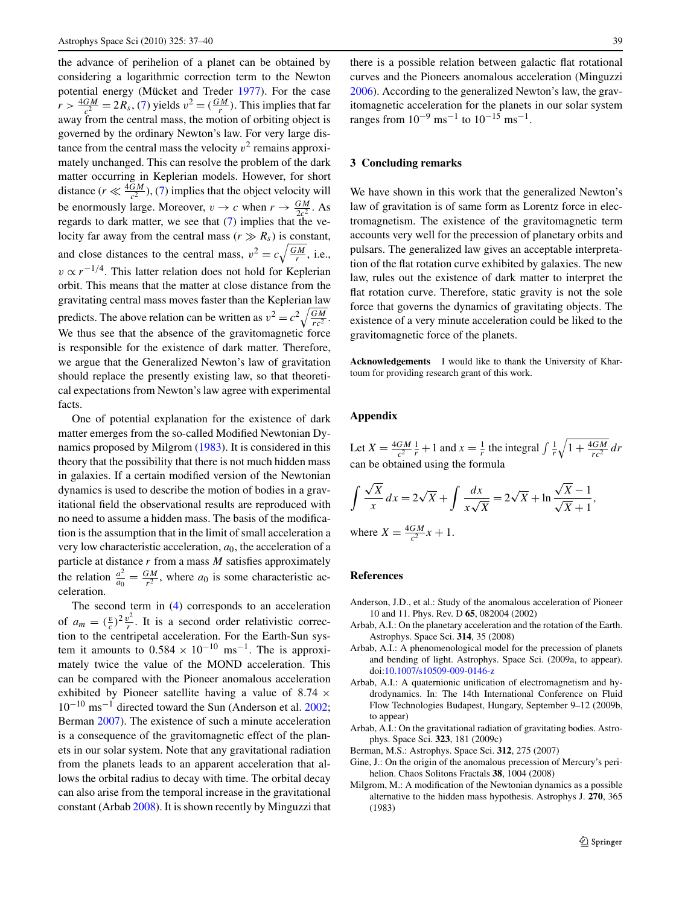the advance of perihelion of a planet can be obtained by considering a logarithmic correction term to the Newton potential energy (Mücket and Treder 1977). For the case $r > \frac{4GM}{c^2} = 2R_s$, (7) yields $v^2 = (\frac{GM}{r})$. This implies that far away from the central mass, the motion of orbiting object is governed by the ordinary Newton's law. For very large distance from the central mass the velocity $v^2$ remains approximately unchanged. This can resolve the problem of the dark matter occurring in Keplerian models. However, for short distance ($r \ll \frac{4GM}{c^2}$), (7) implies that the object velocity will be enormously large. Moreover, $v \to c$ when $r \to \frac{GM}{2c^2}$. As regards to dark matter, we see that (7) implies that the velocity far away from the central mass ($r \gg R_s$) is constant, and close distances to the central mass, $v^2 = c\sqrt{\frac{GM}{r}}$, i.e., $v \propto r^{-1/4}$. This latter relation does not hold for Keplerian orbit. This means that the matter at close distance from the gravitating central mass moves faster than the Keplerian law predicts. The above relation can be written as $v^2 = c^2\sqrt{\frac{GM}{rc^2}}$. We thus see that the absence of the gravitomagnetic force is responsible for the existence of dark matter. Therefore, we argue that the Generalized Newton's law of gravitation should replace the presently existing law, so that theoretical expectations from Newton's law agree with experimental facts.

One of potential explanation for the existence of dark matter emerges from the so-called Modified Newtonian Dynamics proposed by Milgrom (1983). It is considered in this theory that the possibility that there is not much hidden mass in galaxies. If a certain modified version of the Newtonian dynamics is used to describe the motion of bodies in a gravitational field the observational results are reproduced with no need to assume a hidden mass. The basis of the modification is the assumption that in the limit of small acceleration a very low characteristic acceleration, $a_0$, the acceleration of a particle at distance $r$ from a mass $M$ satisfies approximately the relation $\frac{a^2}{a_0} = \frac{GM}{r^2}$, where $a_0$ is some characteristic acceleration.

The second term in (4) corresponds to an acceleration of $a_m = (\frac{v}{c})^2\frac{v^2}{r}$. It is a second order relativistic correction to the centripetal acceleration. For the Earth-Sun system it amounts to $0.584 \times 10^{-10}$ ms$^{-1}$. The is approximately twice the value of the MOND acceleration. This can be compared with the Pioneer anomalous acceleration exhibited by Pioneer satellite having a value of $8.74 \times 10^{-10}$ ms$^{-1}$ directed toward the Sun (Anderson et al. 2002; Berman 2007). The existence of such a minute acceleration is a consequence of the gravitomagnetic effect of the planets in our solar system. Note that any gravitational radiation from the planets leads to an apparent acceleration that allows the orbital radius to decay with time. The orbital decay can also arise from the temporal increase in the gravitational constant (Arbab 2008). It is shown recently by Minguzzi that there is a possible relation between galactic flat rotational curves and the Pioneers anomalous acceleration (Minguzzi 2006). According to the generalized Newton's law, the gravitomagnetic acceleration for the planets in our solar system ranges from $10^{-9}$ ms$^{-1}$ to $10^{-15}$ ms$^{-1}$.

## 3 Concluding remarks

We have shown in this work that the generalized Newton's law of gravitation is of same form as Lorentz force in electromagnetism. The existence of the gravitomagnetic term accounts very well for the precession of planetary orbits and pulsars. The generalized law gives an acceptable interpretation of the flat rotation curve exhibited by galaxies. The new law, rules out the existence of dark matter to interpret the flat rotation curve. Therefore, static gravity is not the sole force that governs the dynamics of gravitating objects. The existence of a very minute acceleration could be liked to the gravitomagnetic force of the planets.

**Acknowledgements** I would like to thank the University of Khartoum for providing research grant of this work.

## Appendix

Let $X = \frac{4GM}{c^2}\frac{1}{r} + 1$ and $x = \frac{1}{r}$ the integral $\int \frac{1}{r}\sqrt{1 + \frac{4GM}{rc^2}}\, dr$ can be obtained using the formula

$$\int \frac{\sqrt{X}}{x}\, dx = 2\sqrt{X} + \int \frac{dx}{x\sqrt{X}} = 2\sqrt{X} + \ln\frac{\sqrt{X}-1}{\sqrt{X}+1},$$

where $X = \frac{4GM}{c^2}x + 1$.

## References

Anderson, J.D., et al.: Study of the anomalous acceleration of Pioneer 10 and 11. Phys. Rev. D **65**, 082004 (2002)

Arbab, A.I.: On the planetary acceleration and the rotation of the Earth. Astrophys. Space Sci. **314**, 35 (2008)

Arbab, A.I.: A phenomenological model for the precession of planets and bending of light. Astrophys. Space Sci. (2009a, to appear). doi:10.1007/s10509-009-0146-z

Arbab, A.I.: A quaternionic unification of electromagnetism and hydrodynamics. In: The 14th International Conference on Fluid Flow Technologies Budapest, Hungary, September 9–12 (2009b, to appear)

Arbab, A.I.: On the gravitational radiation of gravitating bodies. Astrophys. Space Sci. **323**, 181 (2009c)

Berman, M.S.: Astrophys. Space Sci. **312**, 275 (2007)

Gine, J.: On the origin of the anomalous precession of Mercury's perihelion. Chaos Solitons Fractals **38**, 1004 (2008)

Milgrom, M.: A modification of the Newtonian dynamics as a possible alternative to the hidden mass hypothesis. Astrophys J. **270**, 365 (1983)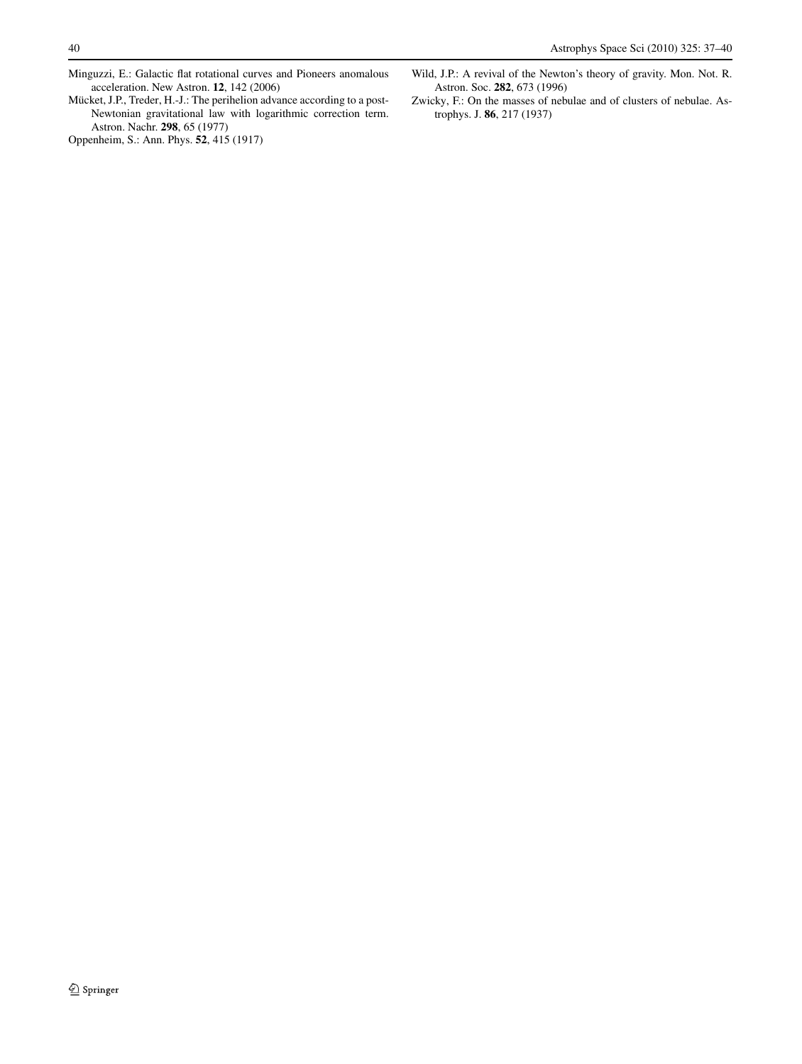Minguzzi, E.: Galactic flat rotational curves and Pioneers anomalous acceleration. New Astron. **12**, 142 (2006)

Mücket, J.P., Treder, H.-J.: The perihelion advance according to a post-Newtonian gravitational law with logarithmic correction term. Astron. Nachr. **298**, 65 (1977)

Oppenheim, S.: Ann. Phys. **52**, 415 (1917)

Wild, J.P.: A revival of the Newton's theory of gravity. Mon. Not. R. Astron. Soc. **282**, 673 (1996)

Zwicky, F.: On the masses of nebulae and of clusters of nebulae. Astrophys. J. **86**, 217 (1937)